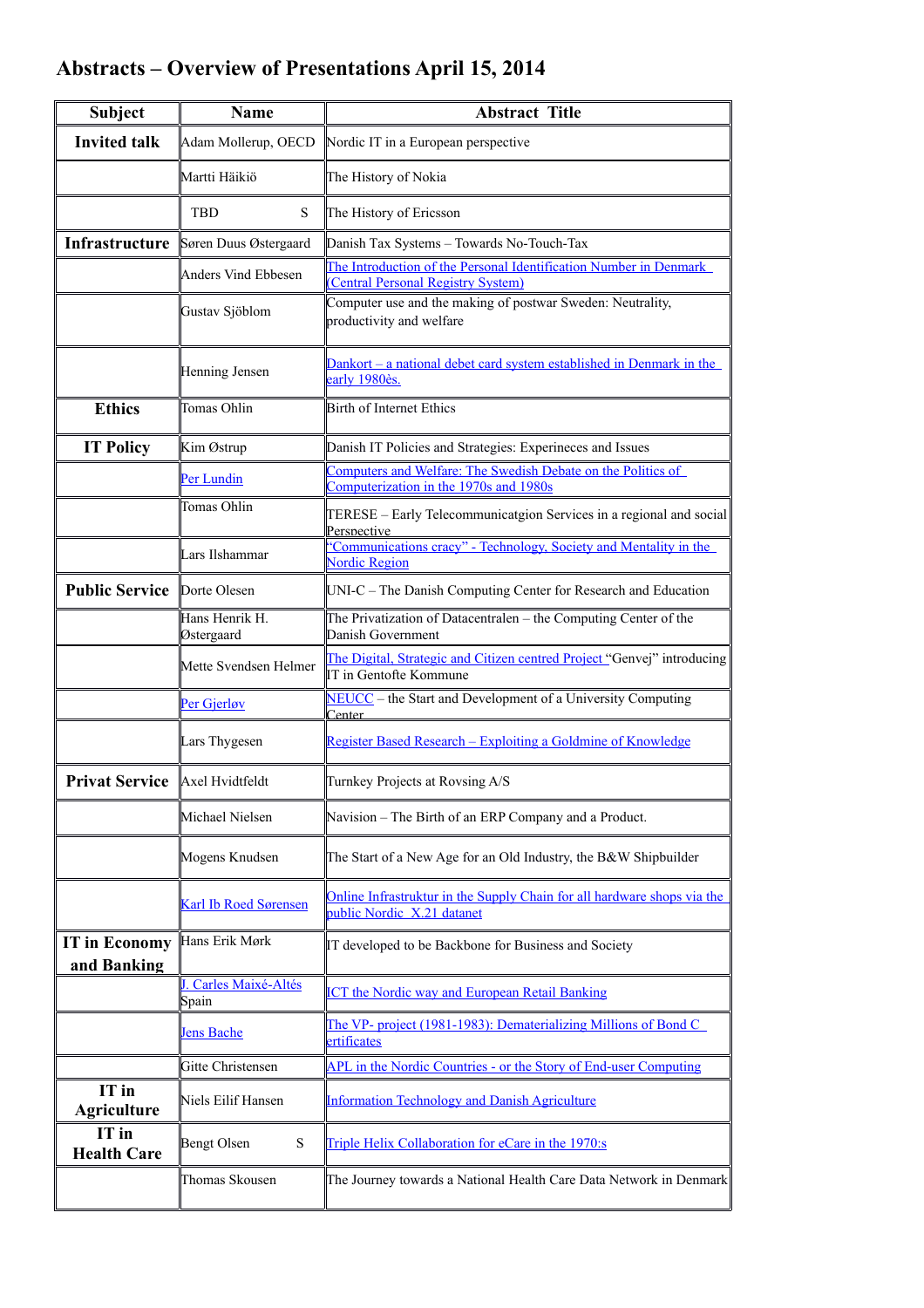# Abstracts – Overview of Presentations April 15, 2014

| Subject | Name | Abstract Title |
|---|---|---|
| **Invited talk** | Adam Mollerup, OECD | Nordic IT in a European perspective |
| | Martti Häikiö | The History of Nokia |
| | TBD S | The History of Ericsson |
| **Infrastructure** | Søren Duus Østergaard | Danish Tax Systems – Towards No-Touch-Tax |
| | Anders Vind Ebbesen | The Introduction of the Personal Identification Number in Denmark (Central Personal Registry System) |
| | Gustav Sjöblom | Computer use and the making of postwar Sweden: Neutrality, productivity and welfare |
| | Henning Jensen | Dankort – a national debet card system established in Denmark in the early 1980ès. |
| **Ethics** | Tomas Ohlin | Birth of Internet Ethics |
| **IT Policy** | Kim Østrup | Danish IT Policies and Strategies: Experineces and Issues |
| | Per Lundin | Computers and Welfare: The Swedish Debate on the Politics of Computerization in the 1970s and 1980s |
| | Tomas Ohlin | TERESE – Early Telecommunicatgion Services in a regional and social Perspective |
| | Lars Ilshammar | "Communications cracy" - Technology, Society and Mentality in the Nordic Region |
| **Public Service** | Dorte Olesen | UNI-C – The Danish Computing Center for Research and Education |
| | Hans Henrik H. Østergaard | The Privatization of Datacentralen – the Computing Center of the Danish Government |
| | Mette Svendsen Helmer | The Digital, Strategic and Citizen centred Project "Genvej" introducing IT in Gentofte Kommune |
| | Per Gjerløv | NEUCC – the Start and Development of a University Computing Center |
| | Lars Thygesen | Register Based Research – Exploiting a Goldmine of Knowledge |
| **Privat Service** | Axel Hvidtfeldt | Turnkey Projects at Rovsing A/S |
| | Michael Nielsen | Navision – The Birth of an ERP Company and a Product. |
| | Mogens Knudsen | The Start of a New Age for an Old Industry, the B&W Shipbuilder |
| | Karl Ib Roed Sørensen | Online Infrastruktur in the Supply Chain for all hardware shops via the public Nordic X.21 datanet |
| **IT in Economy and Banking** | Hans Erik Mørk | IT developed to be Backbone for Business and Society |
| | J. Carles Maixé-Altés Spain | ICT the Nordic way and European Retail Banking |
| | Jens Bache | The VP- project (1981-1983): Dematerializing Millions of Bond Certificates |
| | Gitte Christensen | APL in the Nordic Countries - or the Story of End-user Computing |
| **IT in Agriculture** | Niels Eilif Hansen | Information Technology and Danish Agriculture |
| **IT in Health Care** | Bengt Olsen S | Triple Helix Collaboration for eCare in the 1970:s |
| | Thomas Skousen | The Journey towards a National Health Care Data Network in Denmark |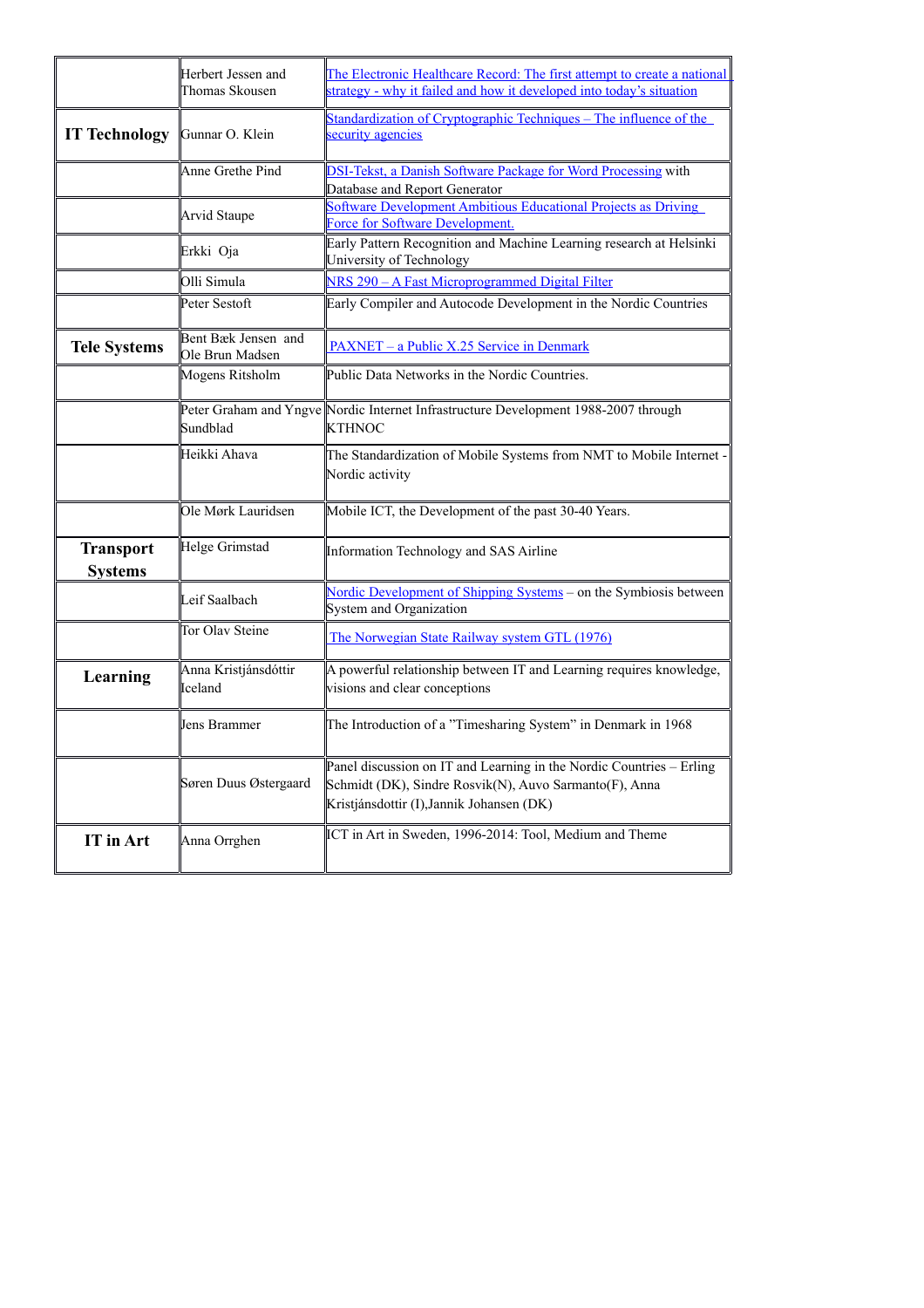| | | |
|---|---|---|
| | Herbert Jessen and Thomas Skousen | The Electronic Healthcare Record: The first attempt to create a national strategy - why it failed and how it developed into today's situation |
| **IT Technology** | Gunnar O. Klein | Standardization of Cryptographic Techniques – The influence of the security agencies |
| | Anne Grethe Pind | DSI-Tekst, a Danish Software Package for Word Processing with Database and Report Generator |
| | Arvid Staupe | Software Development Ambitious Educational Projects as Driving Force for Software Development. |
| | Erkki Oja | Early Pattern Recognition and Machine Learning research at Helsinki University of Technology |
| | Olli Simula | NRS 290 – A Fast Microprogrammed Digital Filter |
| | Peter Sestoft | Early Compiler and Autocode Development in the Nordic Countries |
| **Tele Systems** | Bent Bæk Jensen and Ole Brun Madsen | PAXNET – a Public X.25 Service in Denmark |
| | Mogens Ritsholm | Public Data Networks in the Nordic Countries. |
| | Peter Graham and Yngve Sundblad | Nordic Internet Infrastructure Development 1988-2007 through KTHNOC |
| | Heikki Ahava | The Standardization of Mobile Systems from NMT to Mobile Internet - Nordic activity |
| | Ole Mørk Lauridsen | Mobile ICT, the Development of the past 30-40 Years. |
| **Transport Systems** | Helge Grimstad | Information Technology and SAS Airline |
| | Leif Saalbach | Nordic Development of Shipping Systems – on the Symbiosis between System and Organization |
| | Tor Olav Steine | The Norwegian State Railway system GTL (1976) |
| **Learning** | Anna Kristjánsdóttir Iceland | A powerful relationship between IT and Learning requires knowledge, visions and clear conceptions |
| | Jens Brammer | The Introduction of a "Timesharing System" in Denmark in 1968 |
| | Søren Duus Østergaard | Panel discussion on IT and Learning in the Nordic Countries – Erling Schmidt (DK), Sindre Rosvik(N), Auvo Sarmanto(F), Anna Kristjánsdottir (I),Jannik Johansen (DK) |
| **IT in Art** | Anna Orrghen | ICT in Art in Sweden, 1996-2014: Tool, Medium and Theme |